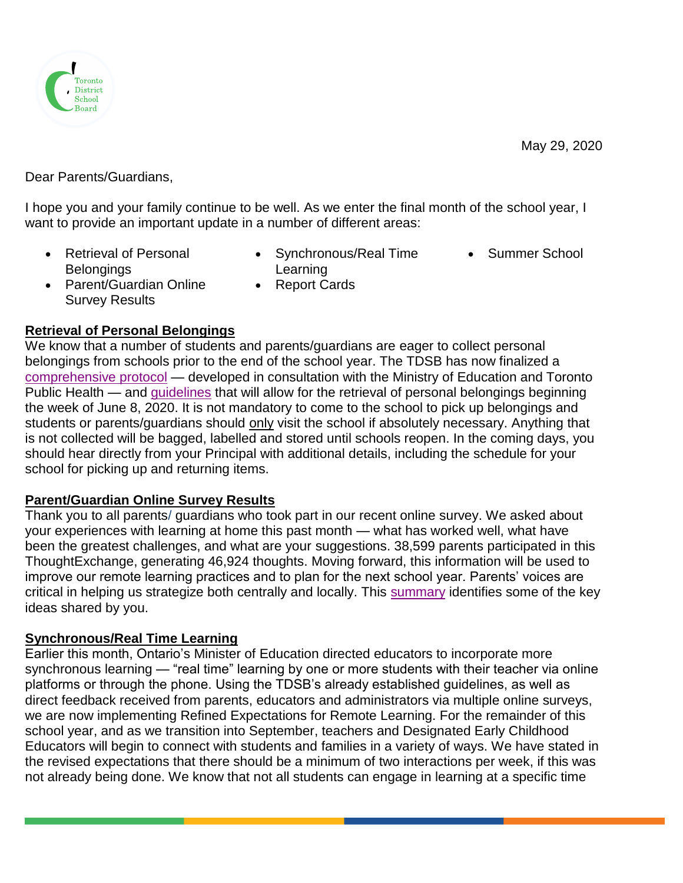May 29, 2020

Dear Parents/Guardians,

I hope you and your family continue to be well. As we enter the final month of the school year, I want to provide an important update in a number of different areas:

- Retrieval of Personal Belongings
- Parent/Guardian Online Survey Results
- Synchronous/Real Time Learning
- Report Cards
- Summer School

## Retrieval of Personal Belongings

We know that a number of students and parents/guardians are eager to collect personal belongings from schools prior to the end of the school year. The TDSB has now finalized a comprehensive protocol — developed in consultation with the Ministry of Education and Toronto Public Health — and guidelines that will allow for the retrieval of personal belongings beginning the week of June 8, 2020. It is not mandatory to come to the school to pick up belongings and students or parents/guardians should only visit the school if absolutely necessary. Anything that is not collected will be bagged, labelled and stored until schools reopen. In the coming days, you should hear directly from your Principal with additional details, including the schedule for your school for picking up and returning items.

## Parent/Guardian Online Survey Results

Thank you to all parents/ guardians who took part in our recent online survey. We asked about your experiences with learning at home this past month — what has worked well, what have been the greatest challenges, and what are your suggestions. 38,599 parents participated in this ThoughtExchange, generating 46,924 thoughts. Moving forward, this information will be used to improve our remote learning practices and to plan for the next school year. Parents' voices are critical in helping us strategize both centrally and locally. This summary identifies some of the key ideas shared by you.

## Synchronous/Real Time Learning

Earlier this month, Ontario's Minister of Education directed educators to incorporate more synchronous learning — "real time" learning by one or more students with their teacher via online platforms or through the phone. Using the TDSB's already established guidelines, as well as direct feedback received from parents, educators and administrators via multiple online surveys, we are now implementing Refined Expectations for Remote Learning. For the remainder of this school year, and as we transition into September, teachers and Designated Early Childhood Educators will begin to connect with students and families in a variety of ways. We have stated in the revised expectations that there should be a minimum of two interactions per week, if this was not already being done. We know that not all students can engage in learning at a specific time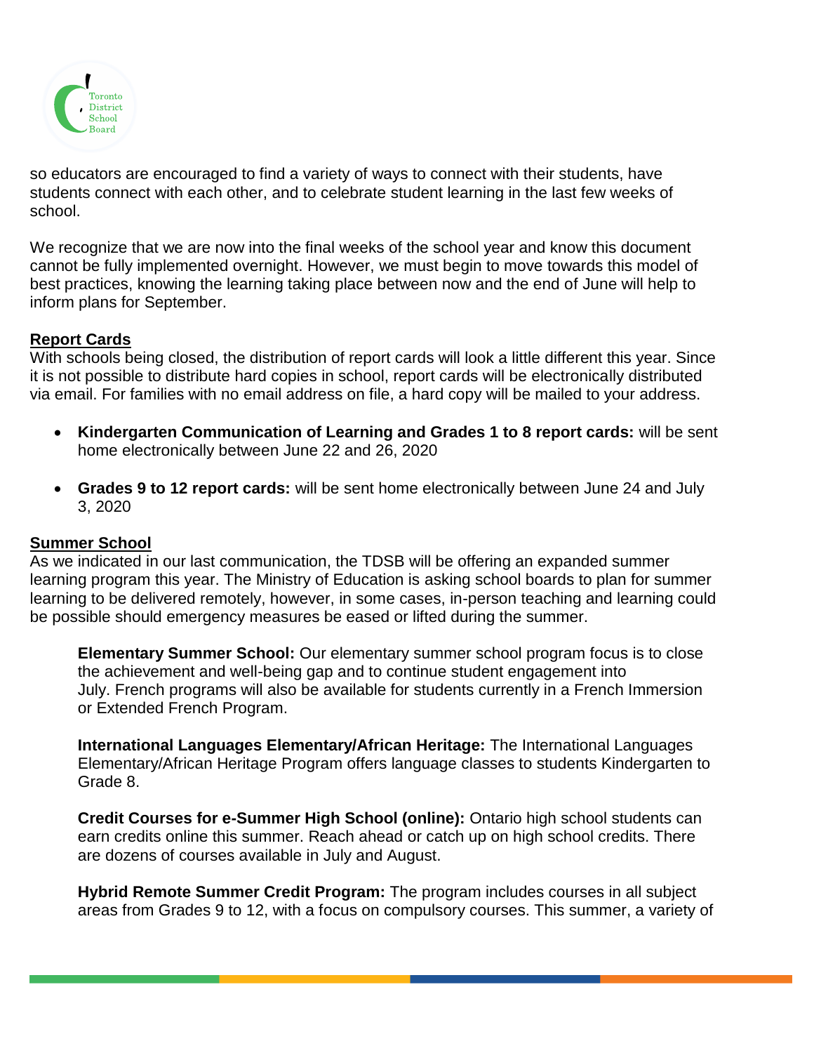so educators are encouraged to find a variety of ways to connect with their students, have students connect with each other, and to celebrate student learning in the last few weeks of school.

We recognize that we are now into the final weeks of the school year and know this document cannot be fully implemented overnight. However, we must begin to move towards this model of best practices, knowing the learning taking place between now and the end of June will help to inform plans for September.

## Report Cards

With schools being closed, the distribution of report cards will look a little different this year. Since it is not possible to distribute hard copies in school, report cards will be electronically distributed via email. For families with no email address on file, a hard copy will be mailed to your address.

- **Kindergarten Communication of Learning and Grades 1 to 8 report cards:** will be sent home electronically between June 22 and 26, 2020
- **Grades 9 to 12 report cards:** will be sent home electronically between June 24 and July 3, 2020

## Summer School

As we indicated in our last communication, the TDSB will be offering an expanded summer learning program this year. The Ministry of Education is asking school boards to plan for summer learning to be delivered remotely, however, in some cases, in-person teaching and learning could be possible should emergency measures be eased or lifted during the summer.

**Elementary Summer School:** Our elementary summer school program focus is to close the achievement and well-being gap and to continue student engagement into July. French programs will also be available for students currently in a French Immersion or Extended French Program.

**International Languages Elementary/African Heritage:** The International Languages Elementary/African Heritage Program offers language classes to students Kindergarten to Grade 8.

**Credit Courses for e-Summer High School (online):** Ontario high school students can earn credits online this summer. Reach ahead or catch up on high school credits. There are dozens of courses available in July and August.

**Hybrid Remote Summer Credit Program:** The program includes courses in all subject areas from Grades 9 to 12, with a focus on compulsory courses. This summer, a variety of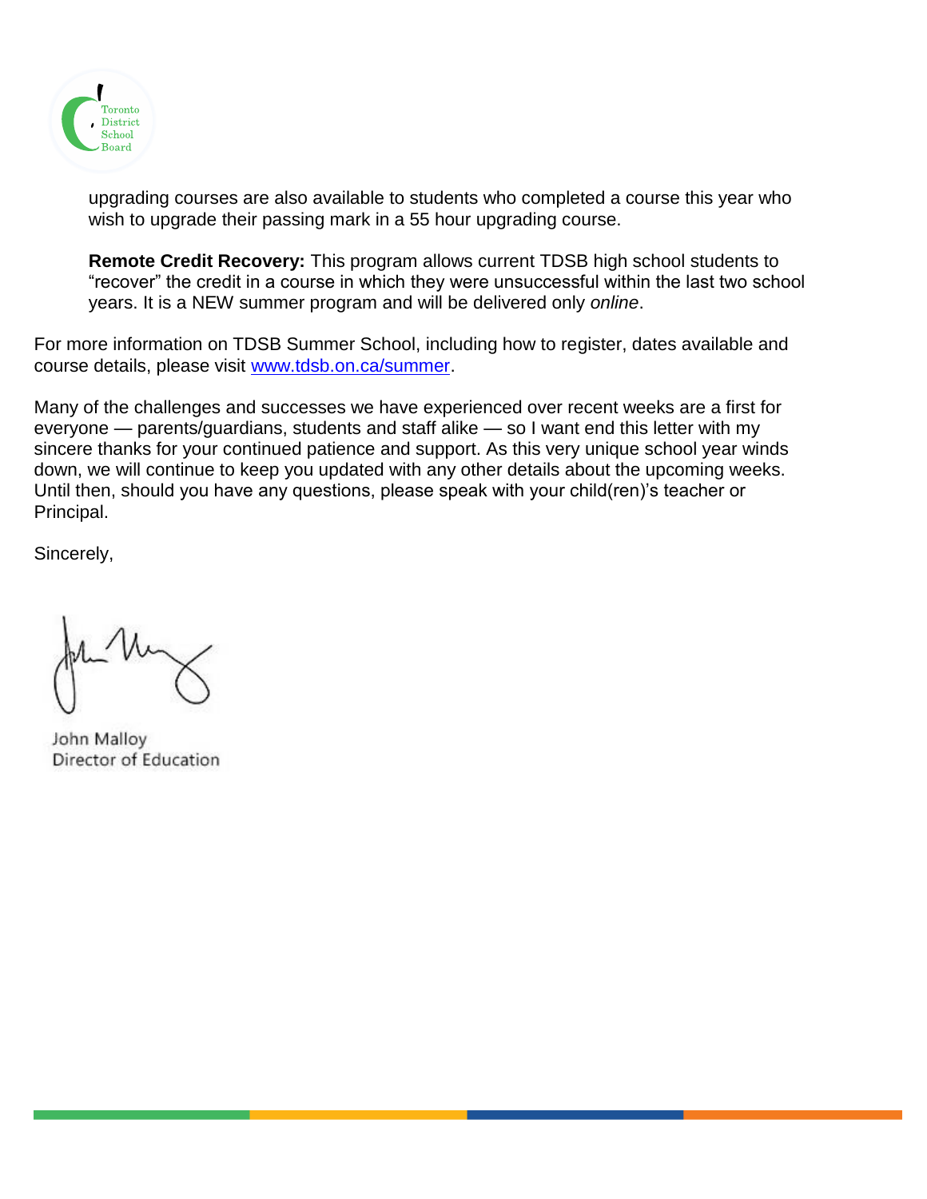upgrading courses are also available to students who completed a course this year who wish to upgrade their passing mark in a 55 hour upgrading course.

**Remote Credit Recovery:** This program allows current TDSB high school students to "recover" the credit in a course in which they were unsuccessful within the last two school years. It is a NEW summer program and will be delivered only *online*.

For more information on TDSB Summer School, including how to register, dates available and course details, please visit [www.tdsb.on.ca/summer](http://www.tdsb.on.ca/summer).

Many of the challenges and successes we have experienced over recent weeks are a first for everyone — parents/guardians, students and staff alike — so I want end this letter with my sincere thanks for your continued patience and support. As this very unique school year winds down, we will continue to keep you updated with any other details about the upcoming weeks. Until then, should you have any questions, please speak with your child(ren)'s teacher or Principal.

Sincerely,

John Malloy
Director of Education